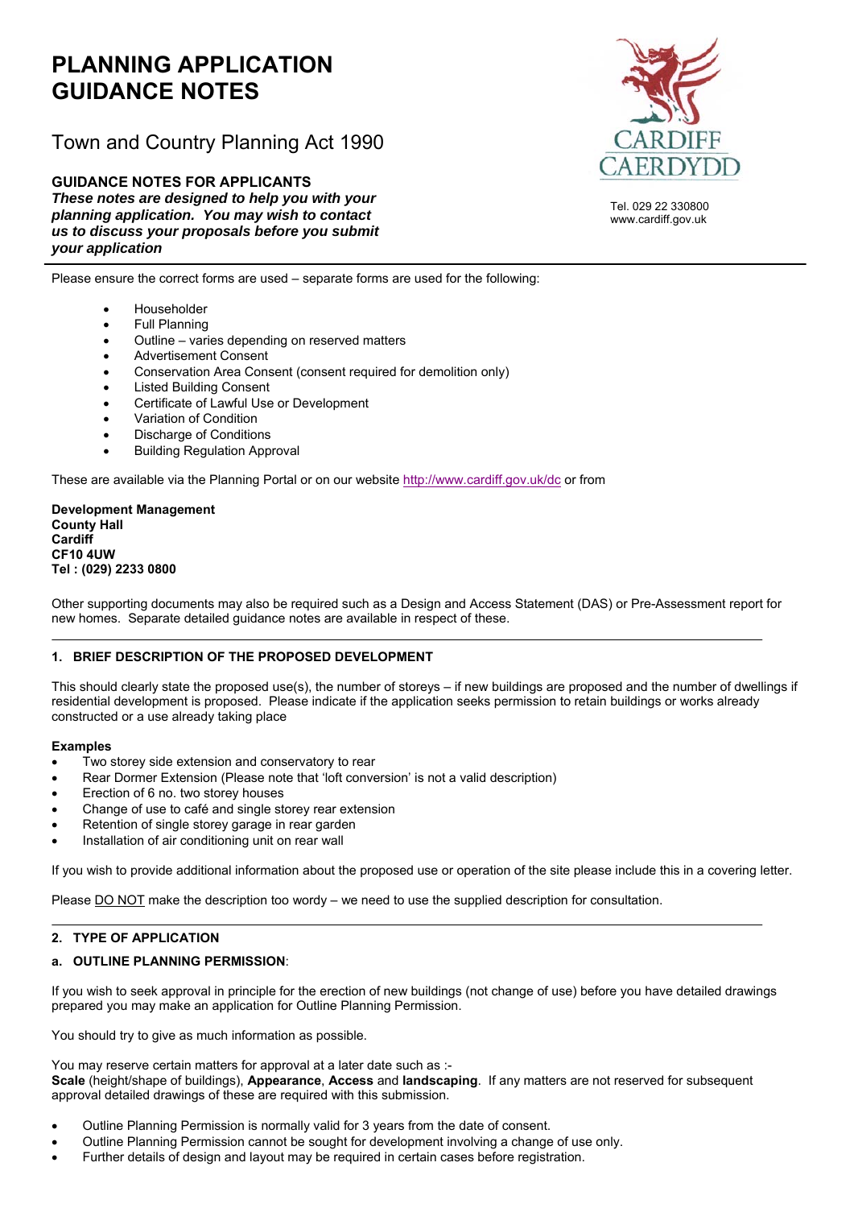# PLANNING APPLICATION GUIDANCE NOTES

## Town and Country Planning Act 1990

CARDIFF
CAERDYDD

Tel. 029 22 330800
www.cardiff.gov.uk

**GUIDANCE NOTES FOR APPLICANTS**
***These notes are designed to help you with your planning application. You may wish to contact us to discuss your proposals before you submit your application***

Please ensure the correct forms are used – separate forms are used for the following:

- Householder
- Full Planning
- Outline – varies depending on reserved matters
- Advertisement Consent
- Conservation Area Consent (consent required for demolition only)
- Listed Building Consent
- Certificate of Lawful Use or Development
- Variation of Condition
- Discharge of Conditions
- Building Regulation Approval

These are available via the Planning Portal or on our website http://www.cardiff.gov.uk/dc or from

**Development Management**
**County Hall**
**Cardiff**
**CF10 4UW**
**Tel : (029) 2233 0800**

Other supporting documents may also be required such as a Design and Access Statement (DAS) or Pre-Assessment report for new homes. Separate detailed guidance notes are available in respect of these.

---

### 1. BRIEF DESCRIPTION OF THE PROPOSED DEVELOPMENT

This should clearly state the proposed use(s), the number of storeys – if new buildings are proposed and the number of dwellings if residential development is proposed. Please indicate if the application seeks permission to retain buildings or works already constructed or a use already taking place

**Examples**

- Two storey side extension and conservatory to rear
- Rear Dormer Extension (Please note that 'loft conversion' is not a valid description)
- Erection of 6 no. two storey houses
- Change of use to café and single storey rear extension
- Retention of single storey garage in rear garden
- Installation of air conditioning unit on rear wall

If you wish to provide additional information about the proposed use or operation of the site please include this in a covering letter.

Please DO NOT make the description too wordy – we need to use the supplied description for consultation.

---

### 2. TYPE OF APPLICATION

#### a. OUTLINE PLANNING PERMISSION:

If you wish to seek approval in principle for the erection of new buildings (not change of use) before you have detailed drawings prepared you may make an application for Outline Planning Permission.

You should try to give as much information as possible.

You may reserve certain matters for approval at a later date such as :-
**Scale** (height/shape of buildings), **Appearance**, **Access** and **landscaping**. If any matters are not reserved for subsequent approval detailed drawings of these are required with this submission.

- Outline Planning Permission is normally valid for 3 years from the date of consent.
- Outline Planning Permission cannot be sought for development involving a change of use only.
- Further details of design and layout may be required in certain cases before registration.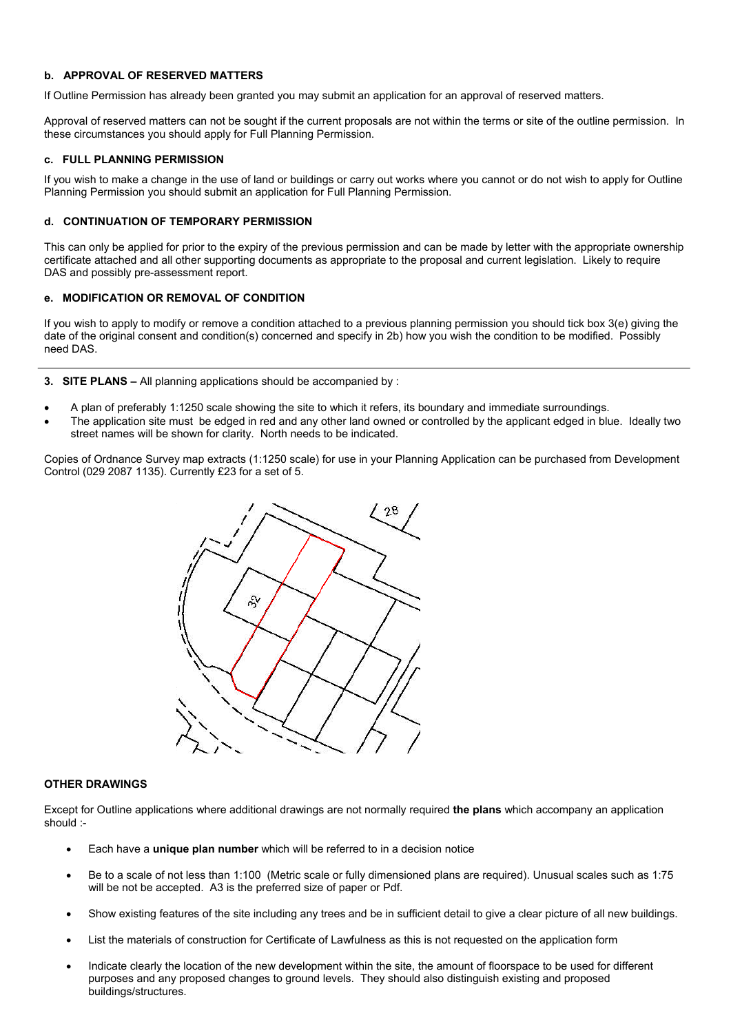**b. APPROVAL OF RESERVED MATTERS**

If Outline Permission has already been granted you may submit an application for an approval of reserved matters.

Approval of reserved matters can not be sought if the current proposals are not within the terms or site of the outline permission. In these circumstances you should apply for Full Planning Permission.

**c. FULL PLANNING PERMISSION**

If you wish to make a change in the use of land or buildings or carry out works where you cannot or do not wish to apply for Outline Planning Permission you should submit an application for Full Planning Permission.

**d. CONTINUATION OF TEMPORARY PERMISSION**

This can only be applied for prior to the expiry of the previous permission and can be made by letter with the appropriate ownership certificate attached and all other supporting documents as appropriate to the proposal and current legislation. Likely to require DAS and possibly pre-assessment report.

**e. MODIFICATION OR REMOVAL OF CONDITION**

If you wish to apply to modify or remove a condition attached to a previous planning permission you should tick box 3(e) giving the date of the original consent and condition(s) concerned and specify in 2b) how you wish the condition to be modified. Possibly need DAS.

---

**3. SITE PLANS –** All planning applications should be accompanied by :

- A plan of preferably 1:1250 scale showing the site to which it refers, its boundary and immediate surroundings.
- The application site must be edged in red and any other land owned or controlled by the applicant edged in blue. Ideally two street names will be shown for clarity. North needs to be indicated.

Copies of Ordnance Survey map extracts (1:1250 scale) for use in your Planning Application can be purchased from Development Control (029 2087 1135). Currently £23 for a set of 5.

28

32

**OTHER DRAWINGS**

Except for Outline applications where additional drawings are not normally required **the plans** which accompany an application should :-

- Each have a **unique plan number** which will be referred to in a decision notice
- Be to a scale of not less than 1:100 (Metric scale or fully dimensioned plans are required). Unusual scales such as 1:75 will be not be accepted. A3 is the preferred size of paper or Pdf.
- Show existing features of the site including any trees and be in sufficient detail to give a clear picture of all new buildings.
- List the materials of construction for Certificate of Lawfulness as this is not requested on the application form
- Indicate clearly the location of the new development within the site, the amount of floorspace to be used for different purposes and any proposed changes to ground levels. They should also distinguish existing and proposed buildings/structures.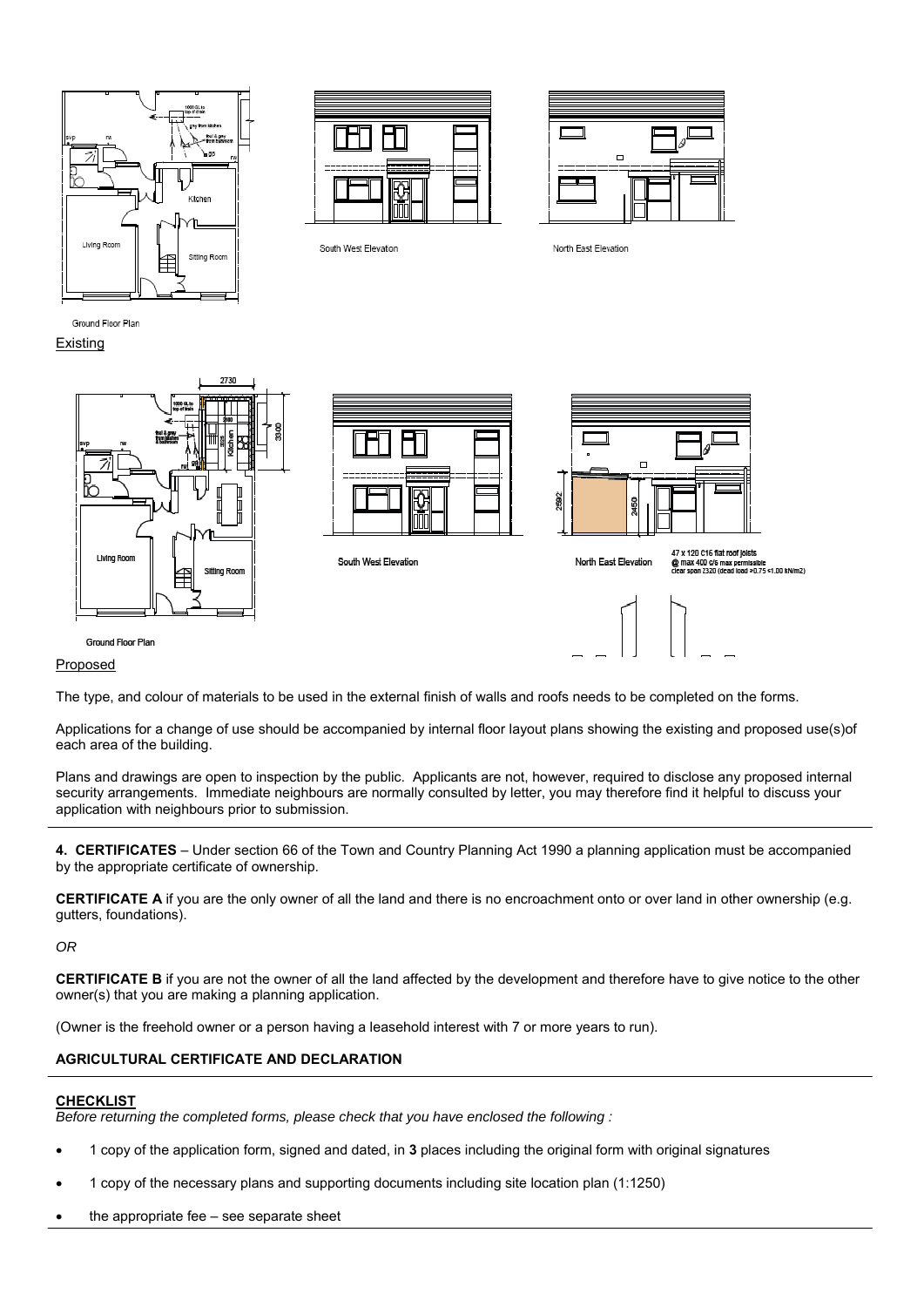Ground Floor Plan

South West Elevation

North East Elevation

Existing

2730

3300

Ground Floor Plan

South West Elevation

2592

2450

North East Elevation

47 x 120 C16 flat roof joists
@ max 400 c/s max permissible
clear span 2320 (dead load >0.75 <1.00 kN/m2)

Proposed

The type, and colour of materials to be used in the external finish of walls and roofs needs to be completed on the forms.

Applications for a change of use should be accompanied by internal floor layout plans showing the existing and proposed use(s)of each area of the building.

Plans and drawings are open to inspection by the public. Applicants are not, however, required to disclose any proposed internal security arrangements. Immediate neighbours are normally consulted by letter, you may therefore find it helpful to discuss your application with neighbours prior to submission.

**4. CERTIFICATES** – Under section 66 of the Town and Country Planning Act 1990 a planning application must be accompanied by the appropriate certificate of ownership.

**CERTIFICATE A** if you are the only owner of all the land and there is no encroachment onto or over land in other ownership (e.g. gutters, foundations).

*OR*

**CERTIFICATE B** if you are not the owner of all the land affected by the development and therefore have to give notice to the other owner(s) that you are making a planning application.

(Owner is the freehold owner or a person having a leasehold interest with 7 or more years to run).

**AGRICULTURAL CERTIFICATE AND DECLARATION**

**CHECKLIST**

*Before returning the completed forms, please check that you have enclosed the following :*

- 1 copy of the application form, signed and dated, in **3** places including the original form with original signatures
- 1 copy of the necessary plans and supporting documents including site location plan (1:1250)
- the appropriate fee – see separate sheet